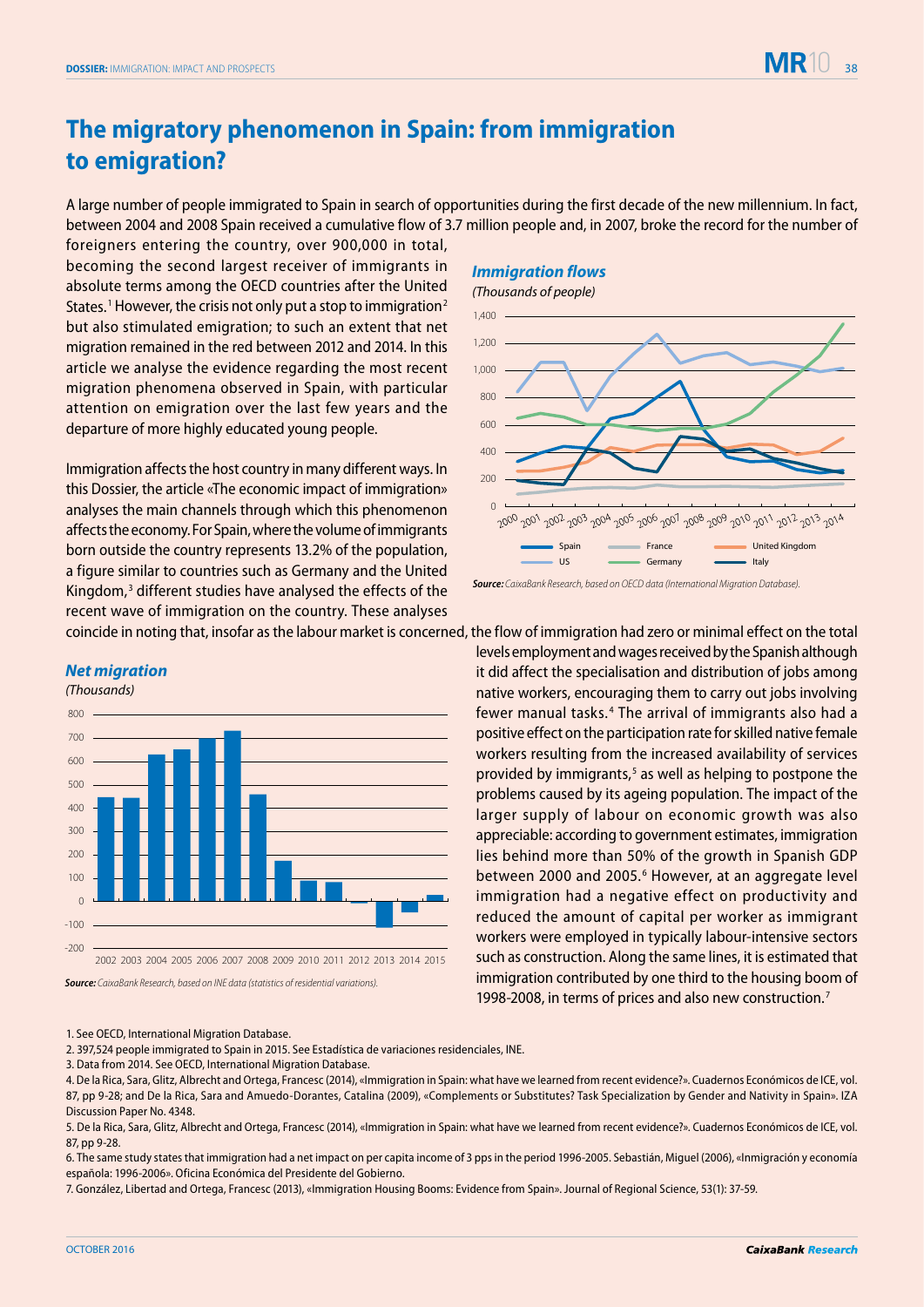# The migratory phenomenon in Spain: from immigration to emigration?

A large number of people immigrated to Spain in search of opportunities during the first decade of the new millennium. In fact, between 2004 and 2008 Spain received a cumulative flow of 3.7 million people and, in 2007, broke the record for the number of foreigners entering the country, over 900,000 in total, becoming the second largest receiver of immigrants in absolute terms among the OECD countries after the United States.[1] However, the crisis not only put a stop to immigration[2] but also stimulated emigration; to such an extent that net migration remained in the red between 2012 and 2014. In this article we analyse the evidence regarding the most recent migration phenomena observed in Spain, with particular attention on emigration over the last few years and the departure of more highly educated young people.

***Immigration flows***

*(Thousands of people)*

*Source: CaixaBank Research, based on OECD data (International Migration Database).*

Immigration affects the host country in many different ways. In this Dossier, the article «The economic impact of immigration» analyses the main channels through which this phenomenon affects the economy. For Spain, where the volume of immigrants born outside the country represents 13.2% of the population, a figure similar to countries such as Germany and the United Kingdom,[3] different studies have analysed the effects of the recent wave of immigration on the country. These analyses coincide in noting that, insofar as the labour market is concerned, the flow of immigration had zero or minimal effect on the total levels employment and wages received by the Spanish although it did affect the specialisation and distribution of jobs among native workers, encouraging them to carry out jobs involving fewer manual tasks.[4] The arrival of immigrants also had a positive effect on the participation rate for skilled native female workers resulting from the increased availability of services provided by immigrants,[5] as well as helping to postpone the problems caused by its ageing population. The impact of the larger supply of labour on economic growth was also appreciable: according to government estimates, immigration lies behind more than 50% of the growth in Spanish GDP between 2000 and 2005.[6] However, at an aggregate level immigration had a negative effect on productivity and reduced the amount of capital per worker as immigrant workers were employed in typically labour-intensive sectors such as construction. Along the same lines, it is estimated that immigration contributed by one third to the housing boom of 1998-2008, in terms of prices and also new construction.[7]

***Net migration***

*(Thousands)*

*Source: CaixaBank Research, based on INE data (statistics of residential variations).*

1. See OECD, International Migration Database.
2. 397,524 people immigrated to Spain in 2015. See Estadística de variaciones residenciales, INE.
3. Data from 2014. See OECD, International Migration Database.
4. De la Rica, Sara, Glitz, Albrecht and Ortega, Francesc (2014), «Immigration in Spain: what have we learned from recent evidence?». Cuadernos Económicos de ICE, vol. 87, pp 9-28; and De la Rica, Sara and Amuedo-Dorantes, Catalina (2009), «Complements or Substitutes? Task Specialization by Gender and Nativity in Spain». IZA Discussion Paper No. 4348.
5. De la Rica, Sara, Glitz, Albrecht and Ortega, Francesc (2014), «Immigration in Spain: what have we learned from recent evidence?». Cuadernos Económicos de ICE, vol. 87, pp 9-28.
6. The same study states that immigration had a net impact on per capita income of 3 pps in the period 1996-2005. Sebastián, Miguel (2006), «Inmigración y economía española: 1996-2006». Oficina Económica del Presidente del Gobierno.
7. González, Libertad and Ortega, Francesc (2013), «Immigration Housing Booms: Evidence from Spain». Journal of Regional Science, 53(1): 37-59.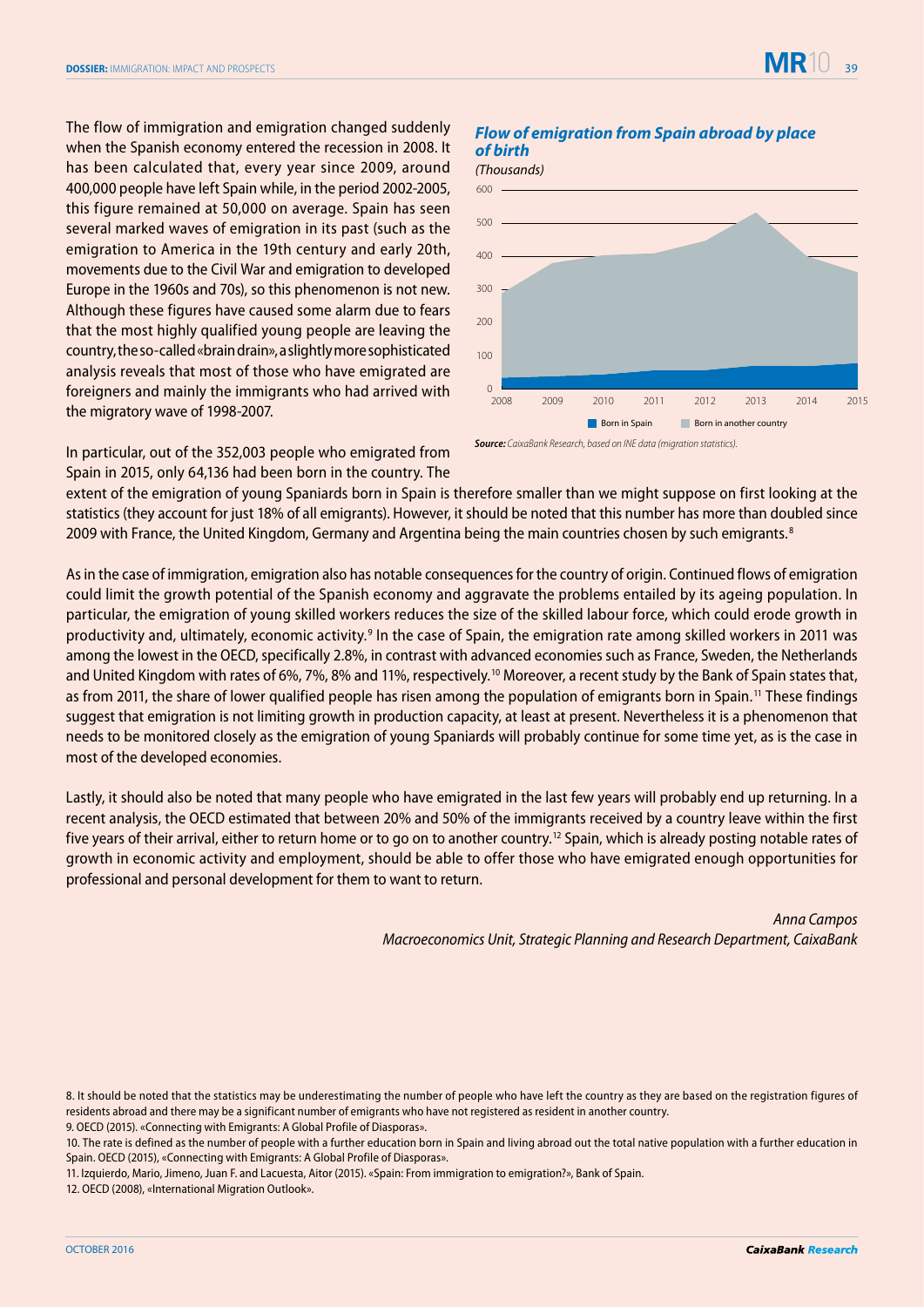The flow of immigration and emigration changed suddenly when the Spanish economy entered the recession in 2008. It has been calculated that, every year since 2009, around 400,000 people have left Spain while, in the period 2002-2005, this figure remained at 50,000 on average. Spain has seen several marked waves of emigration in its past (such as the emigration to America in the 19th century and early 20th, movements due to the Civil War and emigration to developed Europe in the 1960s and 70s), so this phenomenon is not new. Although these figures have caused some alarm due to fears that the most highly qualified young people are leaving the country, the so-called «brain drain», a slightly more sophisticated analysis reveals that most of those who have emigrated are foreigners and mainly the immigrants who had arrived with the migratory wave of 1998-2007.

***Flow of emigration from Spain abroad by place of birth***

*(Thousands)*

600
500
400
300
200
100
0
2008 2009 2010 2011 2012 2013 2014 2015

Born in Spain
Born in another country

***Source:*** *CaixaBank Research, based on INE data (migration statistics).*

In particular, out of the 352,003 people who emigrated from Spain in 2015, only 64,136 had been born in the country. The extent of the emigration of young Spaniards born in Spain is therefore smaller than we might suppose on first looking at the statistics (they account for just 18% of all emigrants). However, it should be noted that this number has more than doubled since 2009 with France, the United Kingdom, Germany and Argentina being the main countries chosen by such emigrants.[8]

As in the case of immigration, emigration also has notable consequences for the country of origin. Continued flows of emigration could limit the growth potential of the Spanish economy and aggravate the problems entailed by its ageing population. In particular, the emigration of young skilled workers reduces the size of the skilled labour force, which could erode growth in productivity and, ultimately, economic activity.[9] In the case of Spain, the emigration rate among skilled workers in 2011 was among the lowest in the OECD, specifically 2.8%, in contrast with advanced economies such as France, Sweden, the Netherlands and United Kingdom with rates of 6%, 7%, 8% and 11%, respectively.[10] Moreover, a recent study by the Bank of Spain states that, as from 2011, the share of lower qualified people has risen among the population of emigrants born in Spain.[11] These findings suggest that emigration is not limiting growth in production capacity, at least at present. Nevertheless it is a phenomenon that needs to be monitored closely as the emigration of young Spaniards will probably continue for some time yet, as is the case in most of the developed economies.

Lastly, it should also be noted that many people who have emigrated in the last few years will probably end up returning. In a recent analysis, the OECD estimated that between 20% and 50% of the immigrants received by a country leave within the first five years of their arrival, either to return home or to go on to another country.[12] Spain, which is already posting notable rates of growth in economic activity and employment, should be able to offer those who have emigrated enough opportunities for professional and personal development for them to want to return.

*Anna Campos*
*Macroeconomics Unit, Strategic Planning and Research Department, CaixaBank*

8. It should be noted that the statistics may be underestimating the number of people who have left the country as they are based on the registration figures of residents abroad and there may be a significant number of emigrants who have not registered as resident in another country.
9. OECD (2015). «Connecting with Emigrants: A Global Profile of Diasporas».
10. The rate is defined as the number of people with a further education born in Spain and living abroad out the total native population with a further education in Spain. OECD (2015), «Connecting with Emigrants: A Global Profile of Diasporas».
11. Izquierdo, Mario, Jimeno, Juan F. and Lacuesta, Aitor (2015). «Spain: From immigration to emigration?», Bank of Spain.
12. OECD (2008), «International Migration Outlook».